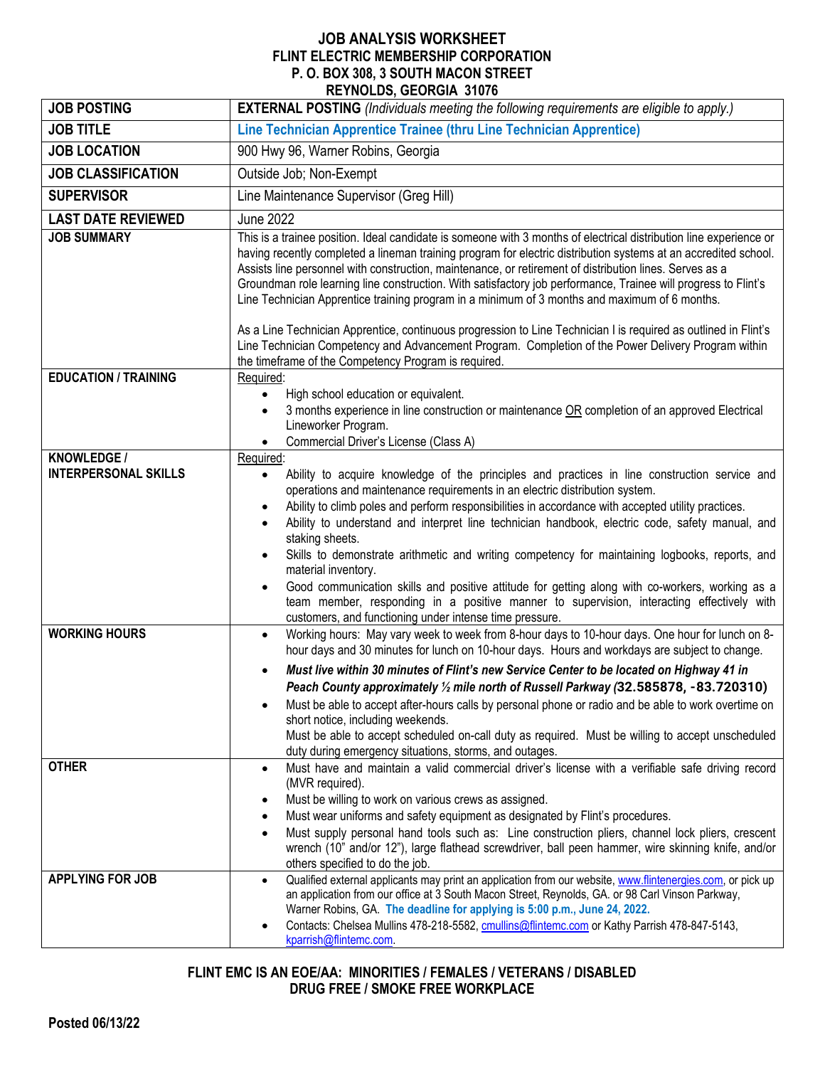# JOB ANALYSIS WORKSHEET
## FLINT ELECTRIC MEMBERSHIP CORPORATION
### P. O. BOX 308, 3 SOUTH MACON STREET
### REYNOLDS, GEORGIA 31076

| **JOB POSTING** | **EXTERNAL POSTING** *(Individuals meeting the following requirements are eligible to apply.)* |
|---|---|
| **JOB TITLE** | **Line Technician Apprentice Trainee (thru Line Technician Apprentice)** |
| **JOB LOCATION** | 900 Hwy 96, Warner Robins, Georgia |
| **JOB CLASSIFICATION** | Outside Job; Non-Exempt |
| **SUPERVISOR** | Line Maintenance Supervisor (Greg Hill) |
| **LAST DATE REVIEWED** | June 2022 |
| **JOB SUMMARY** | This is a trainee position. Ideal candidate is someone with 3 months of electrical distribution line experience or having recently completed a lineman training program for electric distribution systems at an accredited school. Assists line personnel with construction, maintenance, or retirement of distribution lines. Serves as a Groundman role learning line construction. With satisfactory job performance, Trainee will progress to Flint's Line Technician Apprentice training program in a minimum of 3 months and maximum of 6 months.<br><br>As a Line Technician Apprentice, continuous progression to Line Technician I is required as outlined in Flint's Line Technician Competency and Advancement Program. Completion of the Power Delivery Program within the timeframe of the Competency Program is required. |
| **EDUCATION / TRAINING** | Required:<br>• High school education or equivalent.<br>• 3 months experience in line construction or maintenance OR completion of an approved Electrical Lineworker Program.<br>• Commercial Driver's License (Class A) |
| **KNOWLEDGE / INTERPERSONAL SKILLS** | Required:<br>• Ability to acquire knowledge of the principles and practices in line construction service and operations and maintenance requirements in an electric distribution system.<br>• Ability to climb poles and perform responsibilities in accordance with accepted utility practices.<br>• Ability to understand and interpret line technician handbook, electric code, safety manual, and staking sheets.<br>• Skills to demonstrate arithmetic and writing competency for maintaining logbooks, reports, and material inventory.<br>• Good communication skills and positive attitude for getting along with co-workers, working as a team member, responding in a positive manner to supervision, interacting effectively with customers, and functioning under intense time pressure. |
| **WORKING HOURS** | • Working hours: May vary week to week from 8-hour days to 10-hour days. One hour for lunch on 8-hour days and 30 minutes for lunch on 10-hour days. Hours and workdays are subject to change.<br>• ***Must live within 30 minutes of Flint's new Service Center to be located on Highway 41 in Peach County approximately ½ mile north of Russell Parkway (*32.585878, -83.720310*)***<br>• Must be able to accept after-hours calls by personal phone or radio and be able to work overtime on short notice, including weekends.<br>Must be able to accept scheduled on-call duty as required. Must be willing to accept unscheduled duty during emergency situations, storms, and outages. |
| **OTHER** | • Must have and maintain a valid commercial driver's license with a verifiable safe driving record (MVR required).<br>• Must be willing to work on various crews as assigned.<br>• Must wear uniforms and safety equipment as designated by Flint's procedures.<br>• Must supply personal hand tools such as: Line construction pliers, channel lock pliers, crescent wrench (10" and/or 12"), large flathead screwdriver, ball peen hammer, wire skinning knife, and/or others specified to do the job. |
| **APPLYING FOR JOB** | • Qualified external applicants may print an application from our website, www.flintenergies.com, or pick up an application from our office at 3 South Macon Street, Reynolds, GA. or 98 Carl Vinson Parkway, Warner Robins, GA. **The deadline for applying is 5:00 p.m., June 24, 2022.**<br>• Contacts: Chelsea Mullins 478-218-5582, cmullins@flintemc.com or Kathy Parrish 478-847-5143, kparrish@flintemc.com. |

**FLINT EMC IS AN EOE/AA: MINORITIES / FEMALES / VETERANS / DISABLED**
**DRUG FREE / SMOKE FREE WORKPLACE**

**Posted 06/13/22**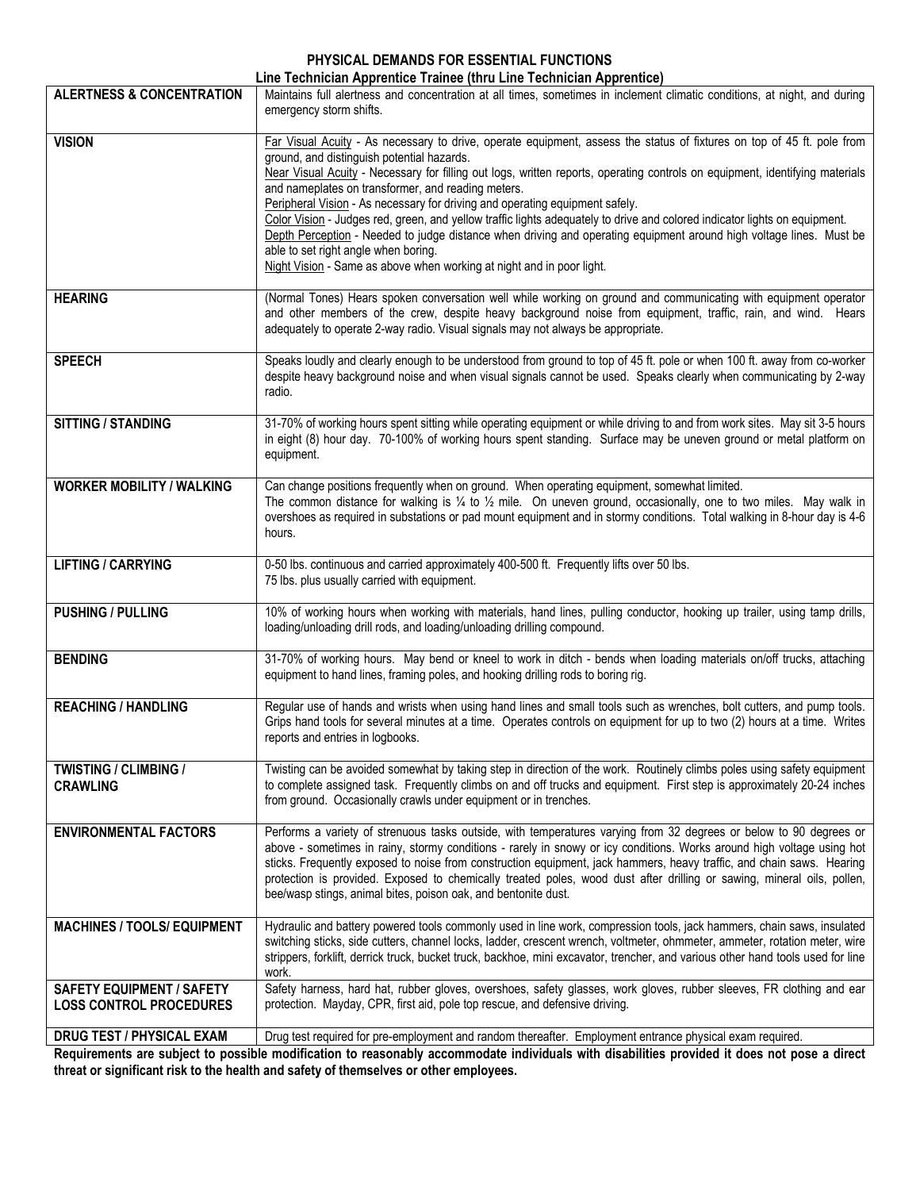**PHYSICAL DEMANDS FOR ESSENTIAL FUNCTIONS**
**Line Technician Apprentice Trainee (thru Line Technician Apprentice)**

| | |
|---|---|
| **ALERTNESS & CONCENTRATION** | Maintains full alertness and concentration at all times, sometimes in inclement climatic conditions, at night, and during emergency storm shifts. |
| **VISION** | Far Visual Acuity - As necessary to drive, operate equipment, assess the status of fixtures on top of 45 ft. pole from ground, and distinguish potential hazards.<br>Near Visual Acuity - Necessary for filling out logs, written reports, operating controls on equipment, identifying materials and nameplates on transformer, and reading meters.<br>Peripheral Vision - As necessary for driving and operating equipment safely.<br>Color Vision - Judges red, green, and yellow traffic lights adequately to drive and colored indicator lights on equipment.<br>Depth Perception - Needed to judge distance when driving and operating equipment around high voltage lines. Must be able to set right angle when boring.<br>Night Vision - Same as above when working at night and in poor light. |
| **HEARING** | (Normal Tones) Hears spoken conversation well while working on ground and communicating with equipment operator and other members of the crew, despite heavy background noise from equipment, traffic, rain, and wind. Hears adequately to operate 2-way radio. Visual signals may not always be appropriate. |
| **SPEECH** | Speaks loudly and clearly enough to be understood from ground to top of 45 ft. pole or when 100 ft. away from co-worker despite heavy background noise and when visual signals cannot be used. Speaks clearly when communicating by 2-way radio. |
| **SITTING / STANDING** | 31-70% of working hours spent sitting while operating equipment or while driving to and from work sites. May sit 3-5 hours in eight (8) hour day. 70-100% of working hours spent standing. Surface may be uneven ground or metal platform on equipment. |
| **WORKER MOBILITY / WALKING** | Can change positions frequently when on ground. When operating equipment, somewhat limited.<br>The common distance for walking is ¼ to ½ mile. On uneven ground, occasionally, one to two miles. May walk in overshoes as required in substations or pad mount equipment and in stormy conditions. Total walking in 8-hour day is 4-6 hours. |
| **LIFTING / CARRYING** | 0-50 lbs. continuous and carried approximately 400-500 ft. Frequently lifts over 50 lbs.<br>75 lbs. plus usually carried with equipment. |
| **PUSHING / PULLING** | 10% of working hours when working with materials, hand lines, pulling conductor, hooking up trailer, using tamp drills, loading/unloading drill rods, and loading/unloading drilling compound. |
| **BENDING** | 31-70% of working hours. May bend or kneel to work in ditch - bends when loading materials on/off trucks, attaching equipment to hand lines, framing poles, and hooking drilling rods to boring rig. |
| **REACHING / HANDLING** | Regular use of hands and wrists when using hand lines and small tools such as wrenches, bolt cutters, and pump tools. Grips hand tools for several minutes at a time. Operates controls on equipment for up to two (2) hours at a time. Writes reports and entries in logbooks. |
| **TWISTING / CLIMBING / CRAWLING** | Twisting can be avoided somewhat by taking step in direction of the work. Routinely climbs poles using safety equipment to complete assigned task. Frequently climbs on and off trucks and equipment. First step is approximately 20-24 inches from ground. Occasionally crawls under equipment or in trenches. |
| **ENVIRONMENTAL FACTORS** | Performs a variety of strenuous tasks outside, with temperatures varying from 32 degrees or below to 90 degrees or above - sometimes in rainy, stormy conditions - rarely in snowy or icy conditions. Works around high voltage using hot sticks. Frequently exposed to noise from construction equipment, jack hammers, heavy traffic, and chain saws. Hearing protection is provided. Exposed to chemically treated poles, wood dust after drilling or sawing, mineral oils, pollen, bee/wasp stings, animal bites, poison oak, and bentonite dust. |
| **MACHINES / TOOLS/ EQUIPMENT** | Hydraulic and battery powered tools commonly used in line work, compression tools, jack hammers, chain saws, insulated switching sticks, side cutters, channel locks, ladder, crescent wrench, voltmeter, ohmmeter, ammeter, rotation meter, wire strippers, forklift, derrick truck, bucket truck, backhoe, mini excavator, trencher, and various other hand tools used for line work. |
| **SAFETY EQUIPMENT / SAFETY LOSS CONTROL PROCEDURES** | Safety harness, hard hat, rubber gloves, overshoes, safety glasses, work gloves, rubber sleeves, FR clothing and ear protection. Mayday, CPR, first aid, pole top rescue, and defensive driving. |
| **DRUG TEST / PHYSICAL EXAM** | Drug test required for pre-employment and random thereafter. Employment entrance physical exam required. |

**Requirements are subject to possible modification to reasonably accommodate individuals with disabilities provided it does not pose a direct threat or significant risk to the health and safety of themselves or other employees.**